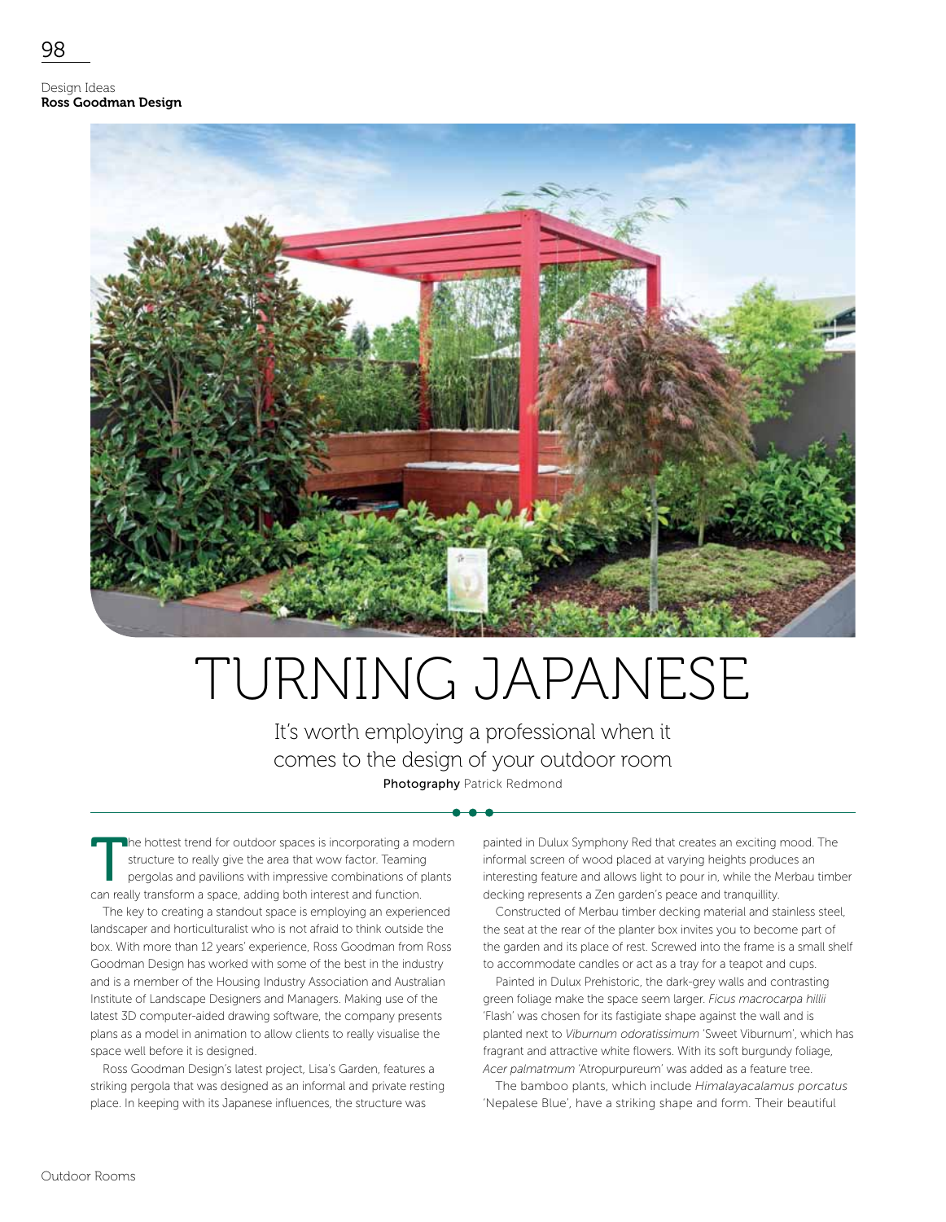Design Ideas
**Ross Goodman Design**

# TURNING JAPANESE

It's worth employing a professional when it comes to the design of your outdoor room

**Photography** Patrick Redmond

The hottest trend for outdoor spaces is incorporating a modern structure to really give the area that wow factor. Teaming pergolas and pavilions with impressive combinations of plants can really transform a space, adding both interest and function.

The key to creating a standout space is employing an experienced landscaper and horticulturalist who is not afraid to think outside the box. With more than 12 years' experience, Ross Goodman from Ross Goodman Design has worked with some of the best in the industry and is a member of the Housing Industry Association and Australian Institute of Landscape Designers and Managers. Making use of the latest 3D computer-aided drawing software, the company presents plans as a model in animation to allow clients to really visualise the space well before it is designed.

Ross Goodman Design's latest project, Lisa's Garden, features a striking pergola that was designed as an informal and private resting place. In keeping with its Japanese influences, the structure was painted in Dulux Symphony Red that creates an exciting mood. The informal screen of wood placed at varying heights produces an interesting feature and allows light to pour in, while the Merbau timber decking represents a Zen garden's peace and tranquillity.

Constructed of Merbau timber decking material and stainless steel, the seat at the rear of the planter box invites you to become part of the garden and its place of rest. Screwed into the frame is a small shelf to accommodate candles or act as a tray for a teapot and cups.

Painted in Dulux Prehistoric, the dark-grey walls and contrasting green foliage make the space seem larger. *Ficus macrocarpa hillii* 'Flash' was chosen for its fastigiate shape against the wall and is planted next to *Viburnum odoratissimum* 'Sweet Viburnum', which has fragrant and attractive white flowers. With its soft burgundy foliage, *Acer palmatmum* 'Atropurpureum' was added as a feature tree.

The bamboo plants, which include *Himalayacalamus porcatus* 'Nepalese Blue', have a striking shape and form. Their beautiful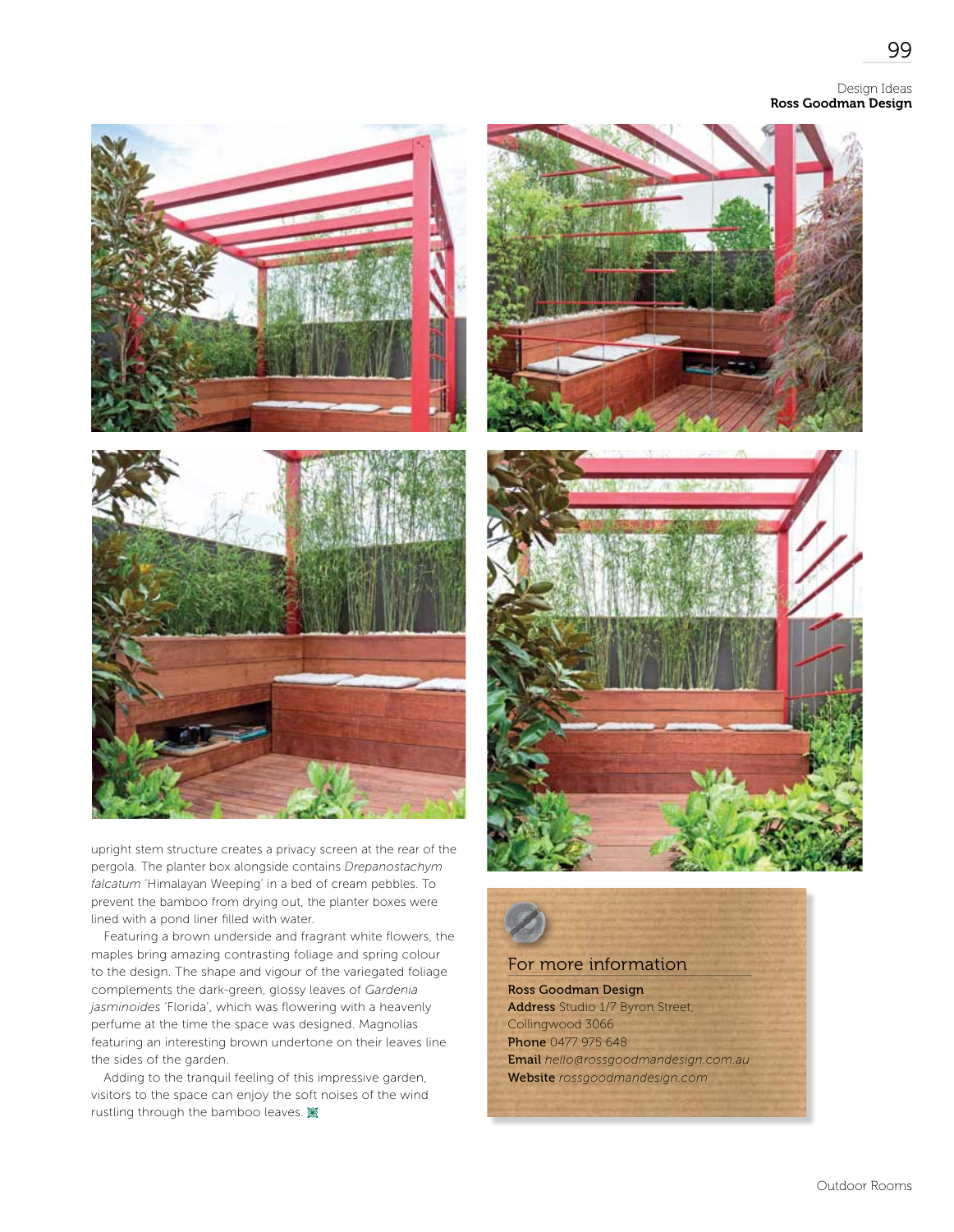upright stem structure creates a privacy screen at the rear of the pergola. The planter box alongside contains *Drepanostachym falcatum* 'Himalayan Weeping' in a bed of cream pebbles. To prevent the bamboo from drying out, the planter boxes were lined with a pond liner filled with water.

Featuring a brown underside and fragrant white flowers, the maples bring amazing contrasting foliage and spring colour to the design. The shape and vigour of the variegated foliage complements the dark-green, glossy leaves of *Gardenia jasminoides* 'Florida', which was flowering with a heavenly perfume at the time the space was designed. Magnolias featuring an interesting brown undertone on their leaves line the sides of the garden.

Adding to the tranquil feeling of this impressive garden, visitors to the space can enjoy the soft noises of the wind rustling through the bamboo leaves.

## For more information

**Ross Goodman Design**
**Address** Studio 1/7 Byron Street, Collingwood 3066
**Phone** 0477 975 648
**Email** *hello@rossgoodmandesign.com.au*
**Website** *rossgoodmandesign.com*